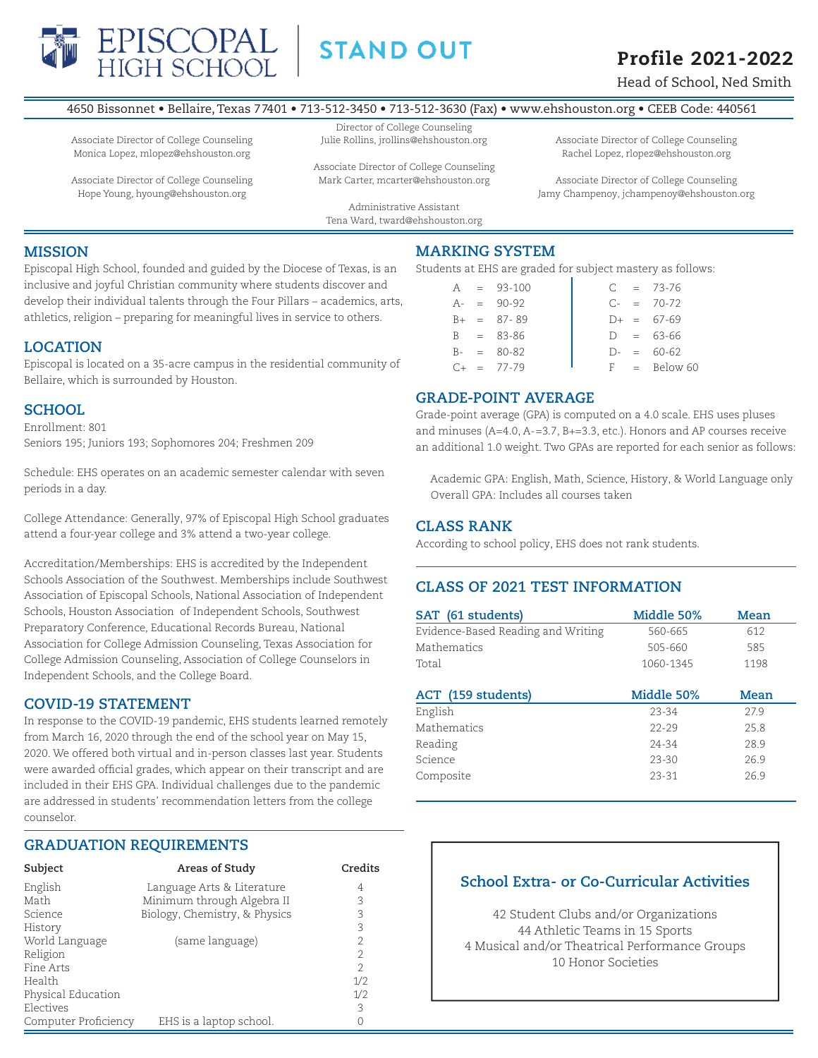# EPISCOPAL HIGH SCHOOL | STAND OUT

## Profile 2021-2022

Head of School, Ned Smith

4650 Bissonnet • Bellaire, Texas 77401 • 713-512-3450 • 713-512-3630 (Fax) • www.ehshouston.org • CEEB Code: 440561

Director of College Counseling
Julie Rollins, jrollins@ehshouston.org

Associate Director of College Counseling
Monica Lopez, mlopez@ehshouston.org

Associate Director of College Counseling
Rachel Lopez, rlopez@ehshouston.org

Associate Director of College Counseling
Mark Carter, mcarter@ehshouston.org

Associate Director of College Counseling
Hope Young, hyoung@ehshouston.org

Associate Director of College Counseling
Jamy Champenoy, jchampenoy@ehshouston.org

Administrative Assistant
Tena Ward, tward@ehshouston.org

## MISSION

Episcopal High School, founded and guided by the Diocese of Texas, is an inclusive and joyful Christian community where students discover and develop their individual talents through the Four Pillars – academics, arts, athletics, religion – preparing for meaningful lives in service to others.

## LOCATION

Episcopal is located on a 35-acre campus in the residential community of Bellaire, which is surrounded by Houston.

## SCHOOL

Enrollment: 801
Seniors 195; Juniors 193; Sophomores 204; Freshmen 209

Schedule: EHS operates on an academic semester calendar with seven periods in a day.

College Attendance: Generally, 97% of Episcopal High School graduates attend a four-year college and 3% attend a two-year college.

Accreditation/Memberships: EHS is accredited by the Independent Schools Association of the Southwest. Memberships include Southwest Association of Episcopal Schools, National Association of Independent Schools, Houston Association of Independent Schools, Southwest Preparatory Conference, Educational Records Bureau, National Association for College Admission Counseling, Texas Association for College Admission Counseling, Association of College Counselors in Independent Schools, and the College Board.

## COVID-19 STATEMENT

In response to the COVID-19 pandemic, EHS students learned remotely from March 16, 2020 through the end of the school year on May 15, 2020. We offered both virtual and in-person classes last year. Students were awarded official grades, which appear on their transcript and are included in their EHS GPA. Individual challenges due to the pandemic are addressed in students' recommendation letters from the college counselor.

## GRADUATION REQUIREMENTS

| Subject | Areas of Study | Credits |
|---|---|---|
| English | Language Arts & Literature | 4 |
| Math | Minimum through Algebra II | 3 |
| Science | Biology, Chemistry, & Physics | 3 |
| History | | 3 |
| World Language | (same language) | 2 |
| Religion | | 2 |
| Fine Arts | | 2 |
| Health | | 1/2 |
| Physical Education | | 1/2 |
| Electives | | 3 |
| Computer Proficiency | EHS is a laptop school. | 0 |

## MARKING SYSTEM

Students at EHS are graded for subject mastery as follows:

| Grade | Range | Grade | Range |
|---|---|---|---|
| A | 93-100 | C | 73-76 |
| A- | 90-92 | C- | 70-72 |
| B+ | 87- 89 | D+ | 67-69 |
| B | 83-86 | D | 63-66 |
| B- | 80-82 | D- | 60-62 |
| C+ | 77-79 | F | Below 60 |

## GRADE-POINT AVERAGE

Grade-point average (GPA) is computed on a 4.0 scale. EHS uses pluses and minuses (A=4.0, A-=3.7, B+=3.3, etc.). Honors and AP courses receive an additional 1.0 weight. Two GPAs are reported for each senior as follows:

Academic GPA: English, Math, Science, History, & World Language only
Overall GPA: Includes all courses taken

## CLASS RANK

According to school policy, EHS does not rank students.

## CLASS OF 2021 TEST INFORMATION

| SAT (61 students) | Middle 50% | Mean |
|---|---|---|
| Evidence-Based Reading and Writing | 560-665 | 612 |
| Mathematics | 505-660 | 585 |
| Total | 1060-1345 | 1198 |

| ACT (159 students) | Middle 50% | Mean |
|---|---|---|
| English | 23-34 | 27.9 |
| Mathematics | 22-29 | 25.8 |
| Reading | 24-34 | 28.9 |
| Science | 23-30 | 26.9 |
| Composite | 23-31 | 26.9 |

### School Extra- or Co-Curricular Activities

42 Student Clubs and/or Organizations
44 Athletic Teams in 15 Sports
4 Musical and/or Theatrical Performance Groups
10 Honor Societies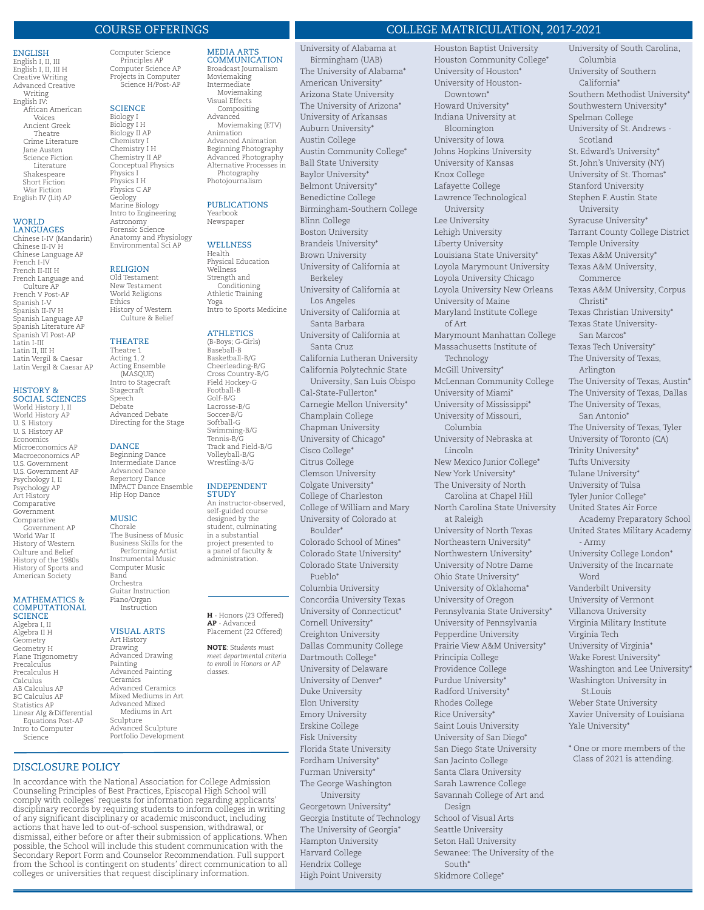## COURSE OFFERINGS

### ENGLISH
- English I, II, III
- English I, II, III H
- Creative Writing
- Advanced Creative Writing
- English IV:
  - African American Voices
  - Ancient Greek Theatre
  - Crime Literature
  - Jane Austen
  - Science Fiction Literature
  - Shakespeare
  - Short Fiction
  - War Fiction
- English IV (Lit) AP

### WORLD LANGUAGES
- Chinese I-IV (Mandarin)
- Chinese II-IV H
- Chinese Language AP
- French I-IV
- French II-III H
- French Language and Culture AP
- French V Post-AP
- Spanish I-V
- Spanish II-IV H
- Spanish Language AP
- Spanish Literature AP
- Spanish VI Post-AP
- Latin I-III
- Latin II, III H
- Latin Vergil & Caesar
- Latin Vergil & Caesar AP

### HISTORY & SOCIAL SCIENCES
- World History I, II
- World History AP
- U. S. History
- U. S. History AP
- Economics
- Microeconomics AP
- Macroeconomics AP
- U.S. Government
- U.S. Government AP
- Psychology I, II
- Psychology AP
- Art History
- Comparative Government
- Comparative Government AP
- World War II
- History of Western Culture and Belief
- History of the 1980s
- History of Sports and American Society

### MATHEMATICS & COMPUTATIONAL SCIENCE
- Algebra I, II
- Algebra II H
- Geometry
- Geometry H
- Plane Trigonometry
- Precalculus
- Precalculus H
- Calculus
- AB Calculus AP
- BC Calculus AP
- Statistics AP
- Linear Alg &Differential Equations Post-AP
- Intro to Computer Science
- Computer Science Principles AP
- Computer Science AP
- Projects in Computer Science H/Post-AP

### SCIENCE
- Biology I
- Biology I H
- Biology II AP
- Chemistry I
- Chemistry I H
- Chemistry II AP
- Conceptual Physics
- Physics I
- Physics I H
- Physics C AP
- Geology
- Marine Biology
- Intro to Engineering
- Astronomy
- Forensic Science
- Anatomy and Physiology
- Environmental Sci AP

### RELIGION
- Old Testament
- New Testament
- World Religions
- Ethics
- History of Western Culture & Belief

### THEATRE
- Theatre 1
- Acting 1, 2
- Acting Ensemble (MASQUE)
- Intro to Stagecraft
- Stagecraft
- Speech
- Debate
- Advanced Debate
- Directing for the Stage

### DANCE
- Beginning Dance
- Intermediate Dance
- Advanced Dance
- Repertory Dance
- IMPACT Dance Ensemble
- Hip Hop Dance

### MUSIC
- Chorale
- The Business of Music
- Business Skills for the Performing Artist
- Instrumental Music
- Computer Music
- Band
- Orchestra
- Guitar Instruction
- Piano/Organ Instruction

### VISUAL ARTS
- Art History
- Drawing
- Advanced Drawing
- Painting
- Advanced Painting
- Ceramics
- Advanced Ceramics
- Mixed Mediums in Art
- Advanced Mixed Mediums in Art
- Sculpture
- Advanced Sculpture
- Portfolio Development

### MEDIA ARTS COMMUNICATION
- Broadcast Journalism
- Moviemaking
- Intermediate Moviemaking
- Visual Effects Compositing
- Advanced Moviemaking (ETV)
- Animation
- Advanced Animation
- Beginning Photography
- Advanced Photography
- Alternative Processes in Photography
- Photojournalism

### PUBLICATIONS
- Yearbook
- Newspaper

### WELLNESS
- Health
- Physical Education
- Wellness
- Strength and Conditioning
- Athletic Training
- Yoga
- Intro to Sports Medicine

### ATHLETICS
(B-Boys; G-Girls)
- Baseball-B
- Basketball-B/G
- Cheerleading-B/G
- Cross Country-B/G
- Field Hockey-G
- Football-B
- Golf-B/G
- Lacrosse-B/G
- Soccer-B/G
- Softball-G
- Swimming-B/G
- Tennis-B/G
- Track and Field-B/G
- Volleyball-B/G
- Wrestling-B/G

### INDEPENDENT STUDY
An instructor-observed, self-guided course designed by the student, culminating in a substantial project presented to a panel of faculty & administration.

**H** - Honors (23 Offered)
**AP** - Advanced Placement (22 Offered)

**NOTE**: *Students must meet departmental criteria to enroll in Honors or AP classes.*

## DISCLOSURE POLICY

In accordance with the National Association for College Admission Counseling Principles of Best Practices, Episcopal High School will comply with colleges' requests for information regarding applicants' disciplinary records by requiring students to inform colleges in writing of any significant disciplinary or academic misconduct, including actions that have led to out-of-school suspension, withdrawal, or dismissal, either before or after their submission of applications. When possible, the School will include this student communication with the Secondary Report Form and Counselor Recommendation. Full support from the School is contingent on students' direct communication to all colleges or universities that request disciplinary information.

## COLLEGE MATRICULATION, 2017-2021

- University of Alabama at Birmingham (UAB)
- The University of Alabama*
- American University*
- Arizona State University
- The University of Arizona*
- University of Arkansas
- Auburn University*
- Austin College
- Austin Community College*
- Ball State University
- Baylor University*
- Belmont University*
- Benedictine College
- Birmingham-Southern College
- Blinn College
- Boston University
- Brandeis University*
- Brown University
- University of California at Berkeley
- University of California at Los Angeles
- University of California at Santa Barbara
- University of California at Santa Cruz
- California Lutheran University
- California Polytechnic State University, San Luis Obispo
- Cal-State-Fullerton*
- Carnegie Mellon University*
- Champlain College
- Chapman University
- University of Chicago*
- Cisco College*
- Citrus College
- Clemson University
- Colgate University*
- College of Charleston
- College of William and Mary
- University of Colorado at Boulder*
- Colorado School of Mines*
- Colorado State University*
- Colorado State University Pueblo*
- Columbia University
- Concordia University Texas
- University of Connecticut*
- Cornell University*
- Creighton University
- Dallas Community College
- Dartmouth College*
- University of Delaware
- University of Denver*
- Duke University
- Elon University
- Emory University
- Erskine College
- Fisk University
- Florida State University
- Fordham University*
- Furman University*
- The George Washington University
- Georgetown University*
- Georgia Institute of Technology
- The University of Georgia*
- Hampton University
- Harvard College
- Hendrix College
- High Point University
- Houston Baptist University
- Houston Community College*
- University of Houston*
- University of Houston-Downtown*
- Howard University*
- Indiana University at Bloomington
- University of Iowa
- Johns Hopkins University
- University of Kansas
- Knox College
- Lafayette College
- Lawrence Technological University
- Lee University
- Lehigh University
- Liberty University
- Louisiana State University*
- Loyola Marymount University
- Loyola University Chicago
- Loyola University New Orleans
- University of Maine
- Maryland Institute College of Art
- Marymount Manhattan College
- Massachusetts Institute of Technology
- McGill University*
- McLennan Community College
- University of Miami*
- University of Mississippi*
- University of Missouri, Columbia
- University of Nebraska at Lincoln
- New Mexico Junior College*
- New York University*
- The University of North Carolina at Chapel Hill
- North Carolina State University at Raleigh
- University of North Texas
- Northeastern University*
- Northwestern University*
- University of Notre Dame
- Ohio State University*
- University of Oklahoma*
- University of Oregon
- Pennsylvania State University*
- University of Pennsylvania
- Pepperdine University
- Prairie View A&M University*
- Principia College
- Providence College
- Purdue University*
- Radford University*
- Rhodes College
- Rice University*
- Saint Louis University
- University of San Diego*
- San Diego State University
- San Jacinto College
- Santa Clara University
- Sarah Lawrence College
- Savannah College of Art and Design
- School of Visual Arts
- Seattle University
- Seton Hall University
- Sewanee: The University of the South*
- Skidmore College*
- University of South Carolina, Columbia
- University of Southern California*
- Southern Methodist University*
- Southwestern University*
- Spelman College
- University of St. Andrews - Scotland
- St. Edward's University*
- St. John's University (NY)
- University of St. Thomas*
- Stanford University
- Stephen F. Austin State University
- Syracuse University*
- Tarrant County College District
- Temple University
- Texas A&M University*
- Texas A&M University, Commerce
- Texas A&M University, Corpus Christi*
- Texas Christian University*
- Texas State University-San Marcos*
- Texas Tech University*
- The University of Texas, Arlington
- The University of Texas, Austin*
- The University of Texas, Dallas
- The University of Texas, San Antonio*
- The University of Texas, Tyler
- University of Toronto (CA)
- Trinity University*
- Tufts University
- Tulane University*
- University of Tulsa
- Tyler Junior College*
- United States Air Force Academy Preparatory School
- United States Military Academy - Army
- University College London*
- University of the Incarnate Word
- Vanderbilt University
- University of Vermont
- Villanova University
- Virginia Military Institute
- Virginia Tech
- University of Virginia*
- Wake Forest University*
- Washington and Lee University*
- Washington University in St.Louis
- Weber State University
- Xavier University of Louisiana
- Yale University*

\* One or more members of the Class of 2021 is attending.